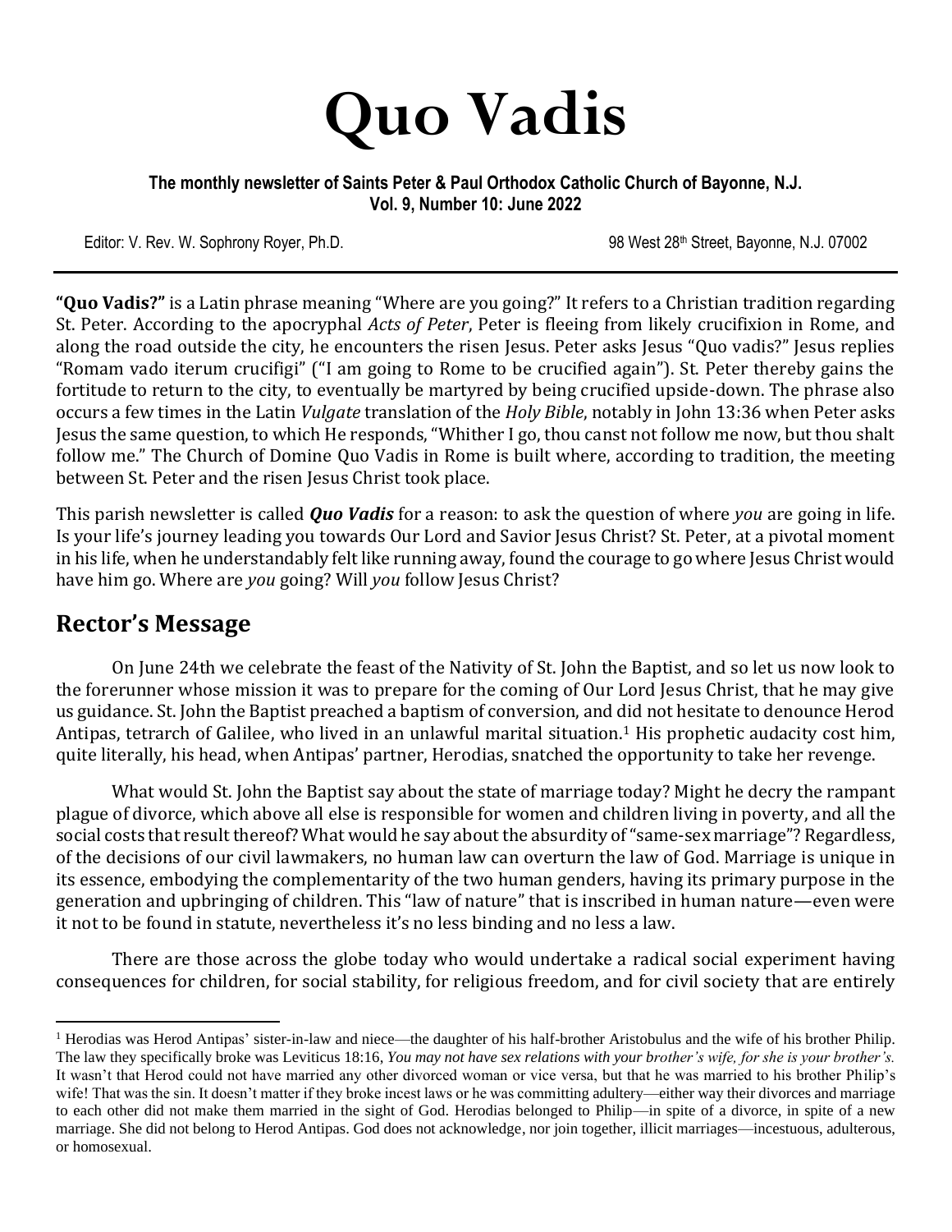# Quo Vadis

**The monthly newsletter of Saints Peter & Paul Orthodox Catholic Church of Bayonne, N.J.**
**Vol. 9, Number 10: June 2022**

Editor: V. Rev. W. Sophrony Royer, Ph.D. 98 West 28th Street, Bayonne, N.J. 07002

---

**"Quo Vadis?"** is a Latin phrase meaning "Where are you going?" It refers to a Christian tradition regarding St. Peter. According to the apocryphal *Acts of Peter*, Peter is fleeing from likely crucifixion in Rome, and along the road outside the city, he encounters the risen Jesus. Peter asks Jesus "Quo vadis?" Jesus replies "Romam vado iterum crucifigi" ("I am going to Rome to be crucified again"). St. Peter thereby gains the fortitude to return to the city, to eventually be martyred by being crucified upside-down. The phrase also occurs a few times in the Latin *Vulgate* translation of the *Holy Bible*, notably in John 13:36 when Peter asks Jesus the same question, to which He responds, "Whither I go, thou canst not follow me now, but thou shalt follow me." The Church of Domine Quo Vadis in Rome is built where, according to tradition, the meeting between St. Peter and the risen Jesus Christ took place.

This parish newsletter is called ***Quo Vadis*** for a reason: to ask the question of where *you* are going in life. Is your life's journey leading you towards Our Lord and Savior Jesus Christ? St. Peter, at a pivotal moment in his life, when he understandably felt like running away, found the courage to go where Jesus Christ would have him go. Where are *you* going? Will *you* follow Jesus Christ?

## Rector's Message

On June 24th we celebrate the feast of the Nativity of St. John the Baptist, and so let us now look to the forerunner whose mission it was to prepare for the coming of Our Lord Jesus Christ, that he may give us guidance. St. John the Baptist preached a baptism of conversion, and did not hesitate to denounce Herod Antipas, tetrarch of Galilee, who lived in an unlawful marital situation.[1] His prophetic audacity cost him, quite literally, his head, when Antipas' partner, Herodias, snatched the opportunity to take her revenge.

What would St. John the Baptist say about the state of marriage today? Might he decry the rampant plague of divorce, which above all else is responsible for women and children living in poverty, and all the social costs that result thereof? What would he say about the absurdity of "same-sex marriage"? Regardless, of the decisions of our civil lawmakers, no human law can overturn the law of God. Marriage is unique in its essence, embodying the complementarity of the two human genders, having its primary purpose in the generation and upbringing of children. This "law of nature" that is inscribed in human nature—even were it not to be found in statute, nevertheless it's no less binding and no less a law.

There are those across the globe today who would undertake a radical social experiment having consequences for children, for social stability, for religious freedom, and for civil society that are entirely

---

[1] Herodias was Herod Antipas' sister-in-law and niece—the daughter of his half-brother Aristobulus and the wife of his brother Philip. The law they specifically broke was Leviticus 18:16, *You may not have sex relations with your brother's wife, for she is your brother's.* It wasn't that Herod could not have married any other divorced woman or vice versa, but that he was married to his brother Philip's wife! That was the sin. It doesn't matter if they broke incest laws or he was committing adultery—either way their divorces and marriage to each other did not make them married in the sight of God. Herodias belonged to Philip—in spite of a divorce, in spite of a new marriage. She did not belong to Herod Antipas. God does not acknowledge, nor join together, illicit marriages—incestuous, adulterous, or homosexual.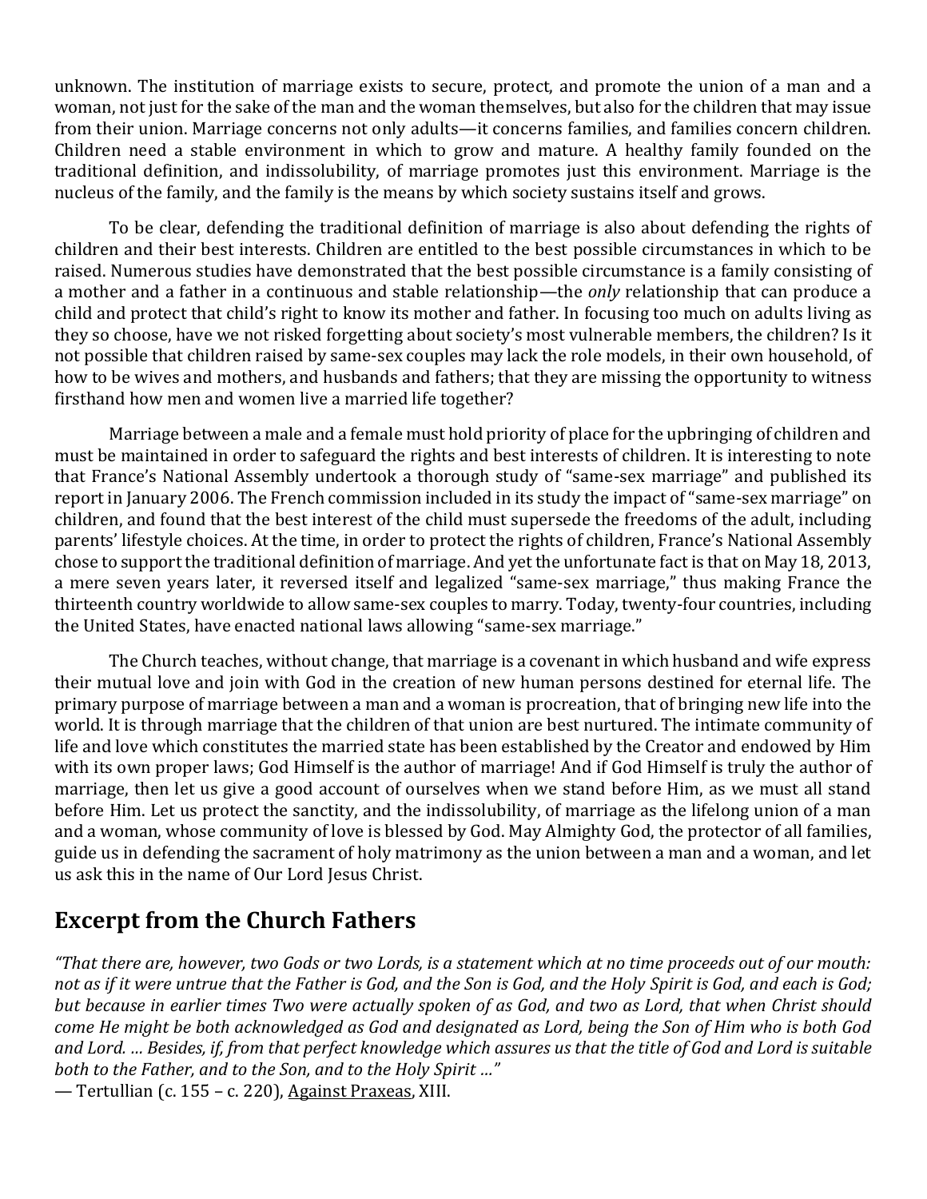unknown. The institution of marriage exists to secure, protect, and promote the union of a man and a woman, not just for the sake of the man and the woman themselves, but also for the children that may issue from their union. Marriage concerns not only adults—it concerns families, and families concern children. Children need a stable environment in which to grow and mature. A healthy family founded on the traditional definition, and indissolubility, of marriage promotes just this environment. Marriage is the nucleus of the family, and the family is the means by which society sustains itself and grows.

To be clear, defending the traditional definition of marriage is also about defending the rights of children and their best interests. Children are entitled to the best possible circumstances in which to be raised. Numerous studies have demonstrated that the best possible circumstance is a family consisting of a mother and a father in a continuous and stable relationship—the *only* relationship that can produce a child and protect that child's right to know its mother and father. In focusing too much on adults living as they so choose, have we not risked forgetting about society's most vulnerable members, the children? Is it not possible that children raised by same-sex couples may lack the role models, in their own household, of how to be wives and mothers, and husbands and fathers; that they are missing the opportunity to witness firsthand how men and women live a married life together?

Marriage between a male and a female must hold priority of place for the upbringing of children and must be maintained in order to safeguard the rights and best interests of children. It is interesting to note that France's National Assembly undertook a thorough study of "same-sex marriage" and published its report in January 2006. The French commission included in its study the impact of "same-sex marriage" on children, and found that the best interest of the child must supersede the freedoms of the adult, including parents' lifestyle choices. At the time, in order to protect the rights of children, France's National Assembly chose to support the traditional definition of marriage. And yet the unfortunate fact is that on May 18, 2013, a mere seven years later, it reversed itself and legalized "same-sex marriage," thus making France the thirteenth country worldwide to allow same-sex couples to marry. Today, twenty-four countries, including the United States, have enacted national laws allowing "same-sex marriage."

The Church teaches, without change, that marriage is a covenant in which husband and wife express their mutual love and join with God in the creation of new human persons destined for eternal life. The primary purpose of marriage between a man and a woman is procreation, that of bringing new life into the world. It is through marriage that the children of that union are best nurtured. The intimate community of life and love which constitutes the married state has been established by the Creator and endowed by Him with its own proper laws; God Himself is the author of marriage! And if God Himself is truly the author of marriage, then let us give a good account of ourselves when we stand before Him, as we must all stand before Him. Let us protect the sanctity, and the indissolubility, of marriage as the lifelong union of a man and a woman, whose community of love is blessed by God. May Almighty God, the protector of all families, guide us in defending the sacrament of holy matrimony as the union between a man and a woman, and let us ask this in the name of Our Lord Jesus Christ.

## Excerpt from the Church Fathers

*"That there are, however, two Gods or two Lords, is a statement which at no time proceeds out of our mouth: not as if it were untrue that the Father is God, and the Son is God, and the Holy Spirit is God, and each is God; but because in earlier times Two were actually spoken of as God, and two as Lord, that when Christ should come He might be both acknowledged as God and designated as Lord, being the Son of Him who is both God and Lord. … Besides, if, from that perfect knowledge which assures us that the title of God and Lord is suitable both to the Father, and to the Son, and to the Holy Spirit …"*

— Tertullian (c. 155 – c. 220), Against Praxeas, XIII.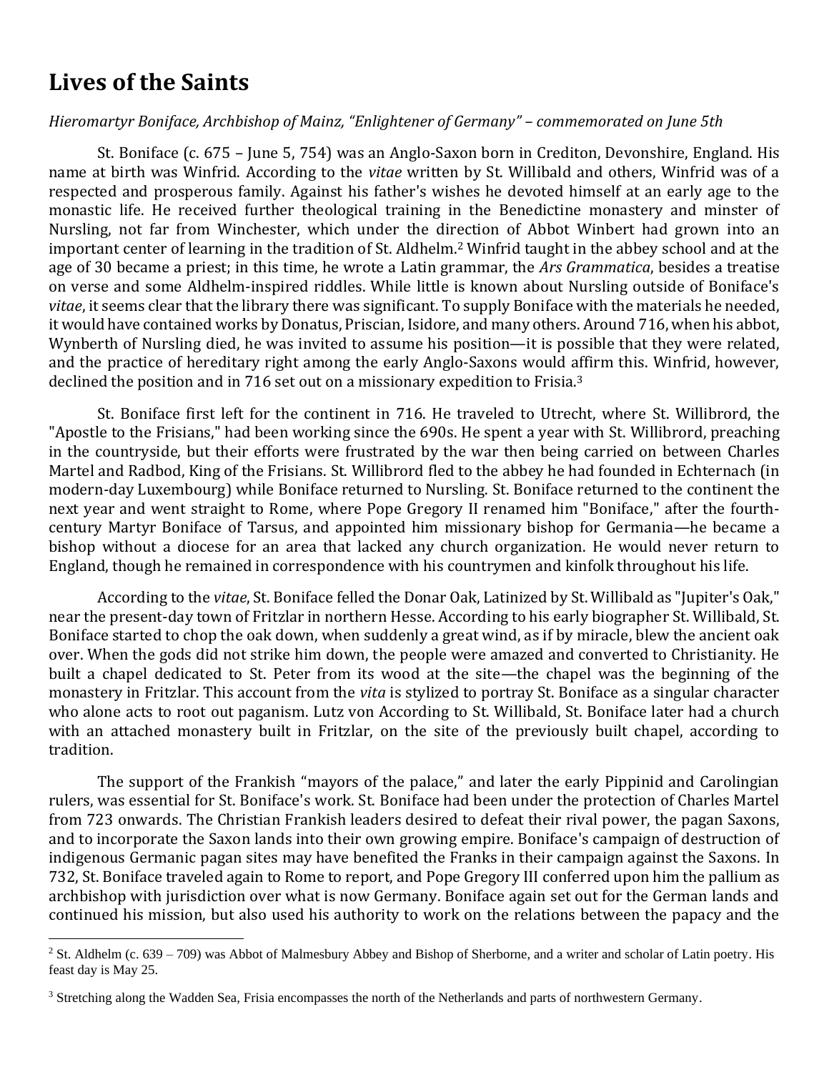# Lives of the Saints

*Hieromartyr Boniface, Archbishop of Mainz, "Enlightener of Germany" – commemorated on June 5th*

St. Boniface (c. 675 – June 5, 754) was an Anglo-Saxon born in Crediton, Devonshire, England. His name at birth was Winfrid. According to the *vitae* written by St. Willibald and others, Winfrid was of a respected and prosperous family. Against his father's wishes he devoted himself at an early age to the monastic life. He received further theological training in the Benedictine monastery and minster of Nursling, not far from Winchester, which under the direction of Abbot Winbert had grown into an important center of learning in the tradition of St. Aldhelm.[2] Winfrid taught in the abbey school and at the age of 30 became a priest; in this time, he wrote a Latin grammar, the *Ars Grammatica*, besides a treatise on verse and some Aldhelm-inspired riddles. While little is known about Nursling outside of Boniface's *vitae*, it seems clear that the library there was significant. To supply Boniface with the materials he needed, it would have contained works by Donatus, Priscian, Isidore, and many others. Around 716, when his abbot, Wynberth of Nursling died, he was invited to assume his position—it is possible that they were related, and the practice of hereditary right among the early Anglo-Saxons would affirm this. Winfrid, however, declined the position and in 716 set out on a missionary expedition to Frisia.[3]

St. Boniface first left for the continent in 716. He traveled to Utrecht, where St. Willibrord, the "Apostle to the Frisians," had been working since the 690s. He spent a year with St. Willibrord, preaching in the countryside, but their efforts were frustrated by the war then being carried on between Charles Martel and Radbod, King of the Frisians. St. Willibrord fled to the abbey he had founded in Echternach (in modern-day Luxembourg) while Boniface returned to Nursling. St. Boniface returned to the continent the next year and went straight to Rome, where Pope Gregory II renamed him "Boniface," after the fourth-century Martyr Boniface of Tarsus, and appointed him missionary bishop for Germania—he became a bishop without a diocese for an area that lacked any church organization. He would never return to England, though he remained in correspondence with his countrymen and kinfolk throughout his life.

According to the *vitae*, St. Boniface felled the Donar Oak, Latinized by St. Willibald as "Jupiter's Oak," near the present-day town of Fritzlar in northern Hesse. According to his early biographer St. Willibald, St. Boniface started to chop the oak down, when suddenly a great wind, as if by miracle, blew the ancient oak over. When the gods did not strike him down, the people were amazed and converted to Christianity. He built a chapel dedicated to St. Peter from its wood at the site—the chapel was the beginning of the monastery in Fritzlar. This account from the *vita* is stylized to portray St. Boniface as a singular character who alone acts to root out paganism. Lutz von According to St. Willibald, St. Boniface later had a church with an attached monastery built in Fritzlar, on the site of the previously built chapel, according to tradition.

The support of the Frankish "mayors of the palace," and later the early Pippinid and Carolingian rulers, was essential for St. Boniface's work. St. Boniface had been under the protection of Charles Martel from 723 onwards. The Christian Frankish leaders desired to defeat their rival power, the pagan Saxons, and to incorporate the Saxon lands into their own growing empire. Boniface's campaign of destruction of indigenous Germanic pagan sites may have benefited the Franks in their campaign against the Saxons. In 732, St. Boniface traveled again to Rome to report, and Pope Gregory III conferred upon him the pallium as archbishop with jurisdiction over what is now Germany. Boniface again set out for the German lands and continued his mission, but also used his authority to work on the relations between the papacy and the

---

[2] St. Aldhelm (c. 639 – 709) was Abbot of Malmesbury Abbey and Bishop of Sherborne, and a writer and scholar of Latin poetry. His feast day is May 25.

[3] Stretching along the Wadden Sea, Frisia encompasses the north of the Netherlands and parts of northwestern Germany.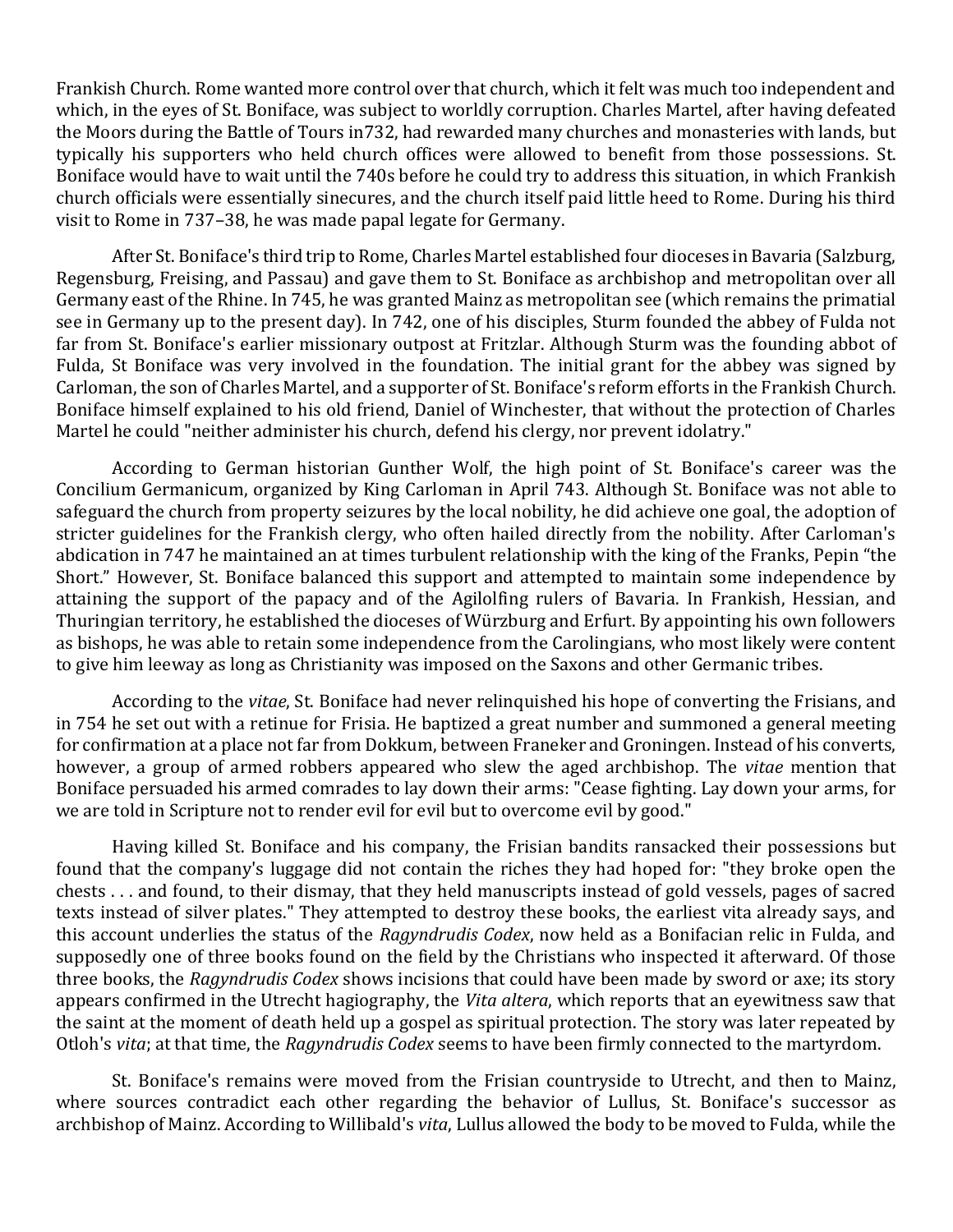Frankish Church. Rome wanted more control over that church, which it felt was much too independent and which, in the eyes of St. Boniface, was subject to worldly corruption. Charles Martel, after having defeated the Moors during the Battle of Tours in732, had rewarded many churches and monasteries with lands, but typically his supporters who held church offices were allowed to benefit from those possessions. St. Boniface would have to wait until the 740s before he could try to address this situation, in which Frankish church officials were essentially sinecures, and the church itself paid little heed to Rome. During his third visit to Rome in 737–38, he was made papal legate for Germany.

After St. Boniface's third trip to Rome, Charles Martel established four dioceses in Bavaria (Salzburg, Regensburg, Freising, and Passau) and gave them to St. Boniface as archbishop and metropolitan over all Germany east of the Rhine. In 745, he was granted Mainz as metropolitan see (which remains the primatial see in Germany up to the present day). In 742, one of his disciples, Sturm founded the abbey of Fulda not far from St. Boniface's earlier missionary outpost at Fritzlar. Although Sturm was the founding abbot of Fulda, St Boniface was very involved in the foundation. The initial grant for the abbey was signed by Carloman, the son of Charles Martel, and a supporter of St. Boniface's reform efforts in the Frankish Church. Boniface himself explained to his old friend, Daniel of Winchester, that without the protection of Charles Martel he could "neither administer his church, defend his clergy, nor prevent idolatry."

According to German historian Gunther Wolf, the high point of St. Boniface's career was the Concilium Germanicum, organized by King Carloman in April 743. Although St. Boniface was not able to safeguard the church from property seizures by the local nobility, he did achieve one goal, the adoption of stricter guidelines for the Frankish clergy, who often hailed directly from the nobility. After Carloman's abdication in 747 he maintained an at times turbulent relationship with the king of the Franks, Pepin "the Short." However, St. Boniface balanced this support and attempted to maintain some independence by attaining the support of the papacy and of the Agilolfing rulers of Bavaria. In Frankish, Hessian, and Thuringian territory, he established the dioceses of Würzburg and Erfurt. By appointing his own followers as bishops, he was able to retain some independence from the Carolingians, who most likely were content to give him leeway as long as Christianity was imposed on the Saxons and other Germanic tribes.

According to the *vitae*, St. Boniface had never relinquished his hope of converting the Frisians, and in 754 he set out with a retinue for Frisia. He baptized a great number and summoned a general meeting for confirmation at a place not far from Dokkum, between Franeker and Groningen. Instead of his converts, however, a group of armed robbers appeared who slew the aged archbishop. The *vitae* mention that Boniface persuaded his armed comrades to lay down their arms: "Cease fighting. Lay down your arms, for we are told in Scripture not to render evil for evil but to overcome evil by good."

Having killed St. Boniface and his company, the Frisian bandits ransacked their possessions but found that the company's luggage did not contain the riches they had hoped for: "they broke open the chests . . . and found, to their dismay, that they held manuscripts instead of gold vessels, pages of sacred texts instead of silver plates." They attempted to destroy these books, the earliest vita already says, and this account underlies the status of the *Ragyndrudis Codex*, now held as a Bonifacian relic in Fulda, and supposedly one of three books found on the field by the Christians who inspected it afterward. Of those three books, the *Ragyndrudis Codex* shows incisions that could have been made by sword or axe; its story appears confirmed in the Utrecht hagiography, the *Vita altera*, which reports that an eyewitness saw that the saint at the moment of death held up a gospel as spiritual protection. The story was later repeated by Otloh's *vita*; at that time, the *Ragyndrudis Codex* seems to have been firmly connected to the martyrdom.

St. Boniface's remains were moved from the Frisian countryside to Utrecht, and then to Mainz, where sources contradict each other regarding the behavior of Lullus, St. Boniface's successor as archbishop of Mainz. According to Willibald's *vita*, Lullus allowed the body to be moved to Fulda, while the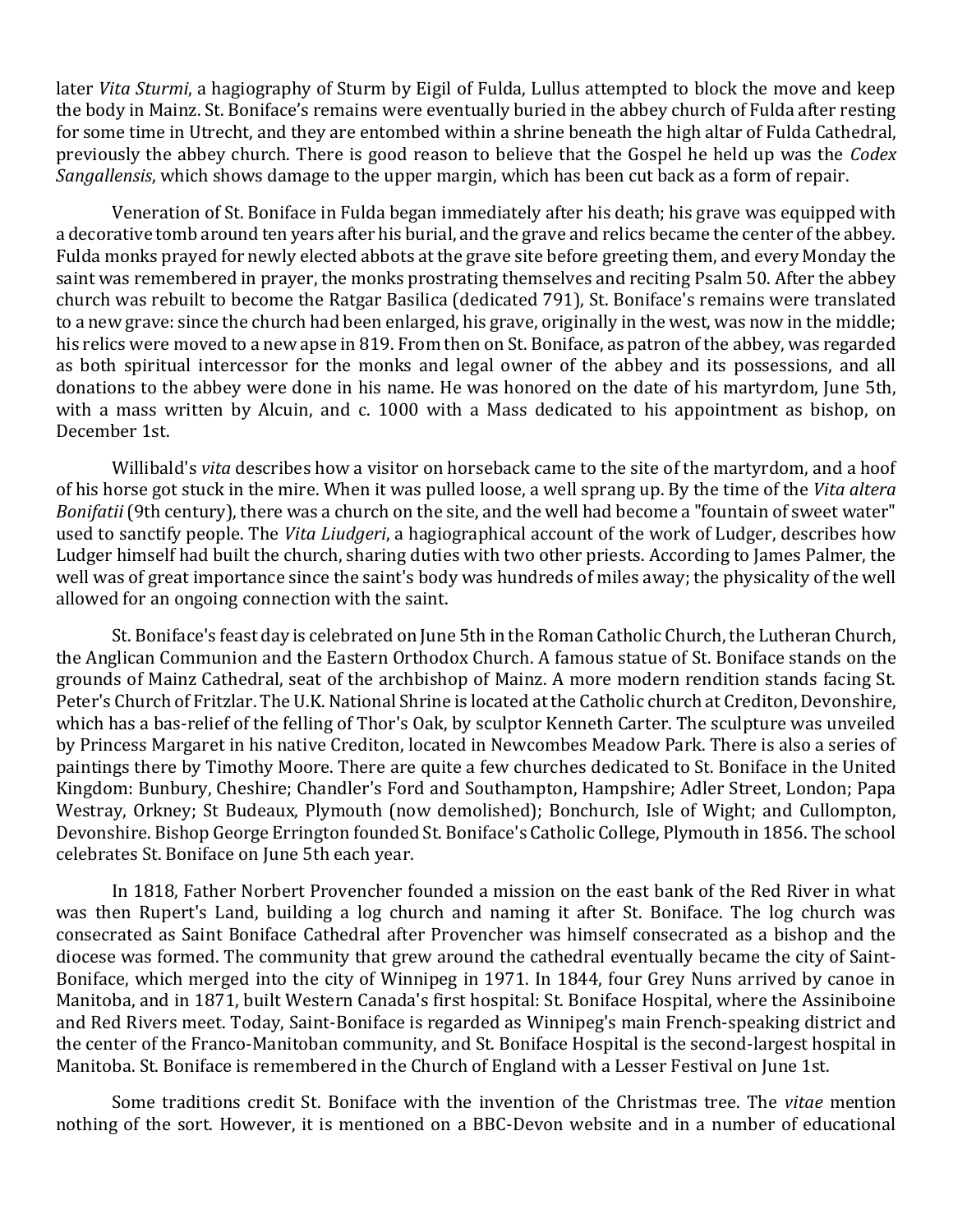later *Vita Sturmi*, a hagiography of Sturm by Eigil of Fulda, Lullus attempted to block the move and keep the body in Mainz. St. Boniface's remains were eventually buried in the abbey church of Fulda after resting for some time in Utrecht, and they are entombed within a shrine beneath the high altar of Fulda Cathedral, previously the abbey church. There is good reason to believe that the Gospel he held up was the *Codex Sangallensis*, which shows damage to the upper margin, which has been cut back as a form of repair.

Veneration of St. Boniface in Fulda began immediately after his death; his grave was equipped with a decorative tomb around ten years after his burial, and the grave and relics became the center of the abbey. Fulda monks prayed for newly elected abbots at the grave site before greeting them, and every Monday the saint was remembered in prayer, the monks prostrating themselves and reciting Psalm 50. After the abbey church was rebuilt to become the Ratgar Basilica (dedicated 791), St. Boniface's remains were translated to a new grave: since the church had been enlarged, his grave, originally in the west, was now in the middle; his relics were moved to a new apse in 819. From then on St. Boniface, as patron of the abbey, was regarded as both spiritual intercessor for the monks and legal owner of the abbey and its possessions, and all donations to the abbey were done in his name. He was honored on the date of his martyrdom, June 5th, with a mass written by Alcuin, and c. 1000 with a Mass dedicated to his appointment as bishop, on December 1st.

Willibald's *vita* describes how a visitor on horseback came to the site of the martyrdom, and a hoof of his horse got stuck in the mire. When it was pulled loose, a well sprang up. By the time of the *Vita altera Bonifatii* (9th century), there was a church on the site, and the well had become a "fountain of sweet water" used to sanctify people. The *Vita Liudgeri*, a hagiographical account of the work of Ludger, describes how Ludger himself had built the church, sharing duties with two other priests. According to James Palmer, the well was of great importance since the saint's body was hundreds of miles away; the physicality of the well allowed for an ongoing connection with the saint.

St. Boniface's feast day is celebrated on June 5th in the Roman Catholic Church, the Lutheran Church, the Anglican Communion and the Eastern Orthodox Church. A famous statue of St. Boniface stands on the grounds of Mainz Cathedral, seat of the archbishop of Mainz. A more modern rendition stands facing St. Peter's Church of Fritzlar. The U.K. National Shrine is located at the Catholic church at Crediton, Devonshire, which has a bas-relief of the felling of Thor's Oak, by sculptor Kenneth Carter. The sculpture was unveiled by Princess Margaret in his native Crediton, located in Newcombes Meadow Park. There is also a series of paintings there by Timothy Moore. There are quite a few churches dedicated to St. Boniface in the United Kingdom: Bunbury, Cheshire; Chandler's Ford and Southampton, Hampshire; Adler Street, London; Papa Westray, Orkney; St Budeaux, Plymouth (now demolished); Bonchurch, Isle of Wight; and Cullompton, Devonshire. Bishop George Errington founded St. Boniface's Catholic College, Plymouth in 1856. The school celebrates St. Boniface on June 5th each year.

In 1818, Father Norbert Provencher founded a mission on the east bank of the Red River in what was then Rupert's Land, building a log church and naming it after St. Boniface. The log church was consecrated as Saint Boniface Cathedral after Provencher was himself consecrated as a bishop and the diocese was formed. The community that grew around the cathedral eventually became the city of Saint-Boniface, which merged into the city of Winnipeg in 1971. In 1844, four Grey Nuns arrived by canoe in Manitoba, and in 1871, built Western Canada's first hospital: St. Boniface Hospital, where the Assiniboine and Red Rivers meet. Today, Saint-Boniface is regarded as Winnipeg's main French-speaking district and the center of the Franco-Manitoban community, and St. Boniface Hospital is the second-largest hospital in Manitoba. St. Boniface is remembered in the Church of England with a Lesser Festival on June 1st.

Some traditions credit St. Boniface with the invention of the Christmas tree. The *vitae* mention nothing of the sort. However, it is mentioned on a BBC-Devon website and in a number of educational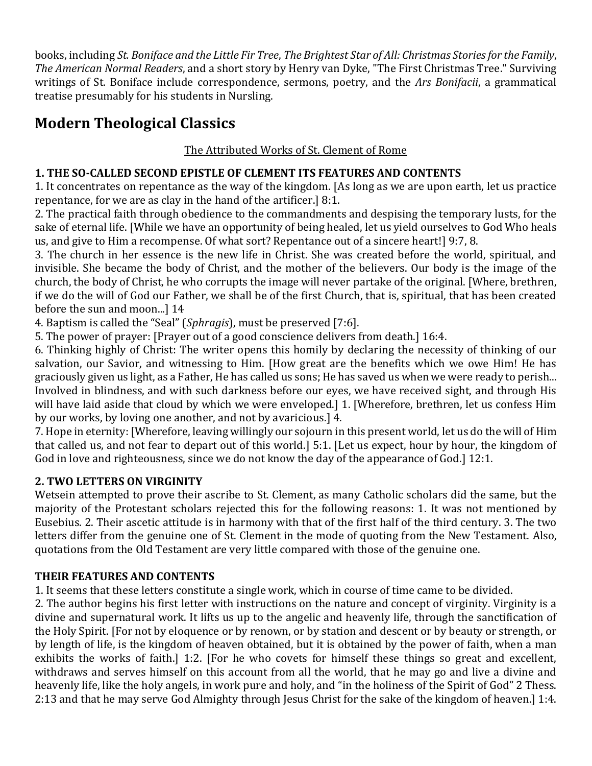books, including *St. Boniface and the Little Fir Tree*, *The Brightest Star of All: Christmas Stories for the Family*, *The American Normal Readers*, and a short story by Henry van Dyke, "The First Christmas Tree." Surviving writings of St. Boniface include correspondence, sermons, poetry, and the *Ars Bonifacii*, a grammatical treatise presumably for his students in Nursling.

## Modern Theological Classics

<u>The Attributed Works of St. Clement of Rome</u>

**1. THE SO-CALLED SECOND EPISTLE OF CLEMENT ITS FEATURES AND CONTENTS**

1. It concentrates on repentance as the way of the kingdom. [As long as we are upon earth, let us practice repentance, for we are as clay in the hand of the artificer.] 8:1.
2. The practical faith through obedience to the commandments and despising the temporary lusts, for the sake of eternal life. [While we have an opportunity of being healed, let us yield ourselves to God Who heals us, and give to Him a recompense. Of what sort? Repentance out of a sincere heart!] 9:7, 8.
3. The church in her essence is the new life in Christ. She was created before the world, spiritual, and invisible. She became the body of Christ, and the mother of the believers. Our body is the image of the church, the body of Christ, he who corrupts the image will never partake of the original. [Where, brethren, if we do the will of God our Father, we shall be of the first Church, that is, spiritual, that has been created before the sun and moon...] 14
4. Baptism is called the "Seal" (*Sphragis*), must be preserved [7:6].
5. The power of prayer: [Prayer out of a good conscience delivers from death.] 16:4.
6. Thinking highly of Christ: The writer opens this homily by declaring the necessity of thinking of our salvation, our Savior, and witnessing to Him. [How great are the benefits which we owe Him! He has graciously given us light, as a Father, He has called us sons; He has saved us when we were ready to perish... Involved in blindness, and with such darkness before our eyes, we have received sight, and through His will have laid aside that cloud by which we were enveloped.] 1. [Wherefore, brethren, let us confess Him by our works, by loving one another, and not by avaricious.] 4.
7. Hope in eternity: [Wherefore, leaving willingly our sojourn in this present world, let us do the will of Him that called us, and not fear to depart out of this world.] 5:1. [Let us expect, hour by hour, the kingdom of God in love and righteousness, since we do not know the day of the appearance of God.] 12:1.

**2. TWO LETTERS ON VIRGINITY**

Wetsein attempted to prove their ascribe to St. Clement, as many Catholic scholars did the same, but the majority of the Protestant scholars rejected this for the following reasons: 1. It was not mentioned by Eusebius. 2. Their ascetic attitude is in harmony with that of the first half of the third century. 3. The two letters differ from the genuine one of St. Clement in the mode of quoting from the New Testament. Also, quotations from the Old Testament are very little compared with those of the genuine one.

**THEIR FEATURES AND CONTENTS**

1. It seems that these letters constitute a single work, which in course of time came to be divided.
2. The author begins his first letter with instructions on the nature and concept of virginity. Virginity is a divine and supernatural work. It lifts us up to the angelic and heavenly life, through the sanctification of the Holy Spirit. [For not by eloquence or by renown, or by station and descent or by beauty or strength, or by length of life, is the kingdom of heaven obtained, but it is obtained by the power of faith, when a man exhibits the works of faith.] 1:2. [For he who covets for himself these things so great and excellent, withdraws and serves himself on this account from all the world, that he may go and live a divine and heavenly life, like the holy angels, in work pure and holy, and "in the holiness of the Spirit of God" 2 Thess. 2:13 and that he may serve God Almighty through Jesus Christ for the sake of the kingdom of heaven.] 1:4.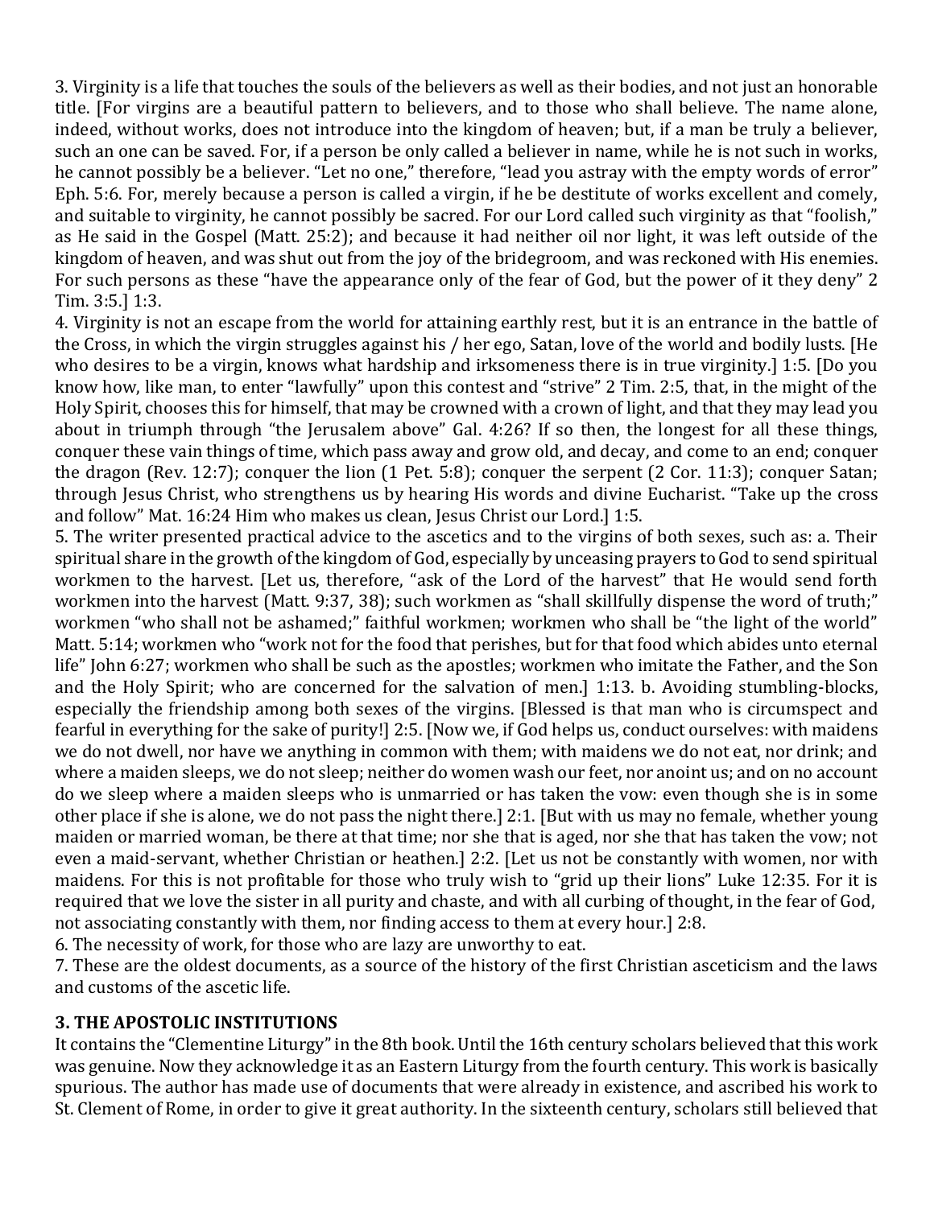3. Virginity is a life that touches the souls of the believers as well as their bodies, and not just an honorable title. [For virgins are a beautiful pattern to believers, and to those who shall believe. The name alone, indeed, without works, does not introduce into the kingdom of heaven; but, if a man be truly a believer, such an one can be saved. For, if a person be only called a believer in name, while he is not such in works, he cannot possibly be a believer. "Let no one," therefore, "lead you astray with the empty words of error" Eph. 5:6. For, merely because a person is called a virgin, if he be destitute of works excellent and comely, and suitable to virginity, he cannot possibly be sacred. For our Lord called such virginity as that "foolish," as He said in the Gospel (Matt. 25:2); and because it had neither oil nor light, it was left outside of the kingdom of heaven, and was shut out from the joy of the bridegroom, and was reckoned with His enemies. For such persons as these "have the appearance only of the fear of God, but the power of it they deny" 2 Tim. 3:5.] 1:3.

4. Virginity is not an escape from the world for attaining earthly rest, but it is an entrance in the battle of the Cross, in which the virgin struggles against his / her ego, Satan, love of the world and bodily lusts. [He who desires to be a virgin, knows what hardship and irksomeness there is in true virginity.] 1:5. [Do you know how, like man, to enter "lawfully" upon this contest and "strive" 2 Tim. 2:5, that, in the might of the Holy Spirit, chooses this for himself, that may be crowned with a crown of light, and that they may lead you about in triumph through "the Jerusalem above" Gal. 4:26? If so then, the longest for all these things, conquer these vain things of time, which pass away and grow old, and decay, and come to an end; conquer the dragon (Rev. 12:7); conquer the lion (1 Pet. 5:8); conquer the serpent (2 Cor. 11:3); conquer Satan; through Jesus Christ, who strengthens us by hearing His words and divine Eucharist. "Take up the cross and follow" Mat. 16:24 Him who makes us clean, Jesus Christ our Lord.] 1:5.

5. The writer presented practical advice to the ascetics and to the virgins of both sexes, such as: a. Their spiritual share in the growth of the kingdom of God, especially by unceasing prayers to God to send spiritual workmen to the harvest. [Let us, therefore, "ask of the Lord of the harvest" that He would send forth workmen into the harvest (Matt. 9:37, 38); such workmen as "shall skillfully dispense the word of truth;" workmen "who shall not be ashamed;" faithful workmen; workmen who shall be "the light of the world" Matt. 5:14; workmen who "work not for the food that perishes, but for that food which abides unto eternal life" John 6:27; workmen who shall be such as the apostles; workmen who imitate the Father, and the Son and the Holy Spirit; who are concerned for the salvation of men.] 1:13. b. Avoiding stumbling-blocks, especially the friendship among both sexes of the virgins. [Blessed is that man who is circumspect and fearful in everything for the sake of purity!] 2:5. [Now we, if God helps us, conduct ourselves: with maidens we do not dwell, nor have we anything in common with them; with maidens we do not eat, nor drink; and where a maiden sleeps, we do not sleep; neither do women wash our feet, nor anoint us; and on no account do we sleep where a maiden sleeps who is unmarried or has taken the vow: even though she is in some other place if she is alone, we do not pass the night there.] 2:1. [But with us may no female, whether young maiden or married woman, be there at that time; nor she that is aged, nor she that has taken the vow; not even a maid-servant, whether Christian or heathen.] 2:2. [Let us not be constantly with women, nor with maidens. For this is not profitable for those who truly wish to "grid up their lions" Luke 12:35. For it is required that we love the sister in all purity and chaste, and with all curbing of thought, in the fear of God, not associating constantly with them, nor finding access to them at every hour.] 2:8.

6. The necessity of work, for those who are lazy are unworthy to eat.

7. These are the oldest documents, as a source of the history of the first Christian asceticism and the laws and customs of the ascetic life.

### 3. THE APOSTOLIC INSTITUTIONS

It contains the "Clementine Liturgy" in the 8th book. Until the 16th century scholars believed that this work was genuine. Now they acknowledge it as an Eastern Liturgy from the fourth century. This work is basically spurious. The author has made use of documents that were already in existence, and ascribed his work to St. Clement of Rome, in order to give it great authority. In the sixteenth century, scholars still believed that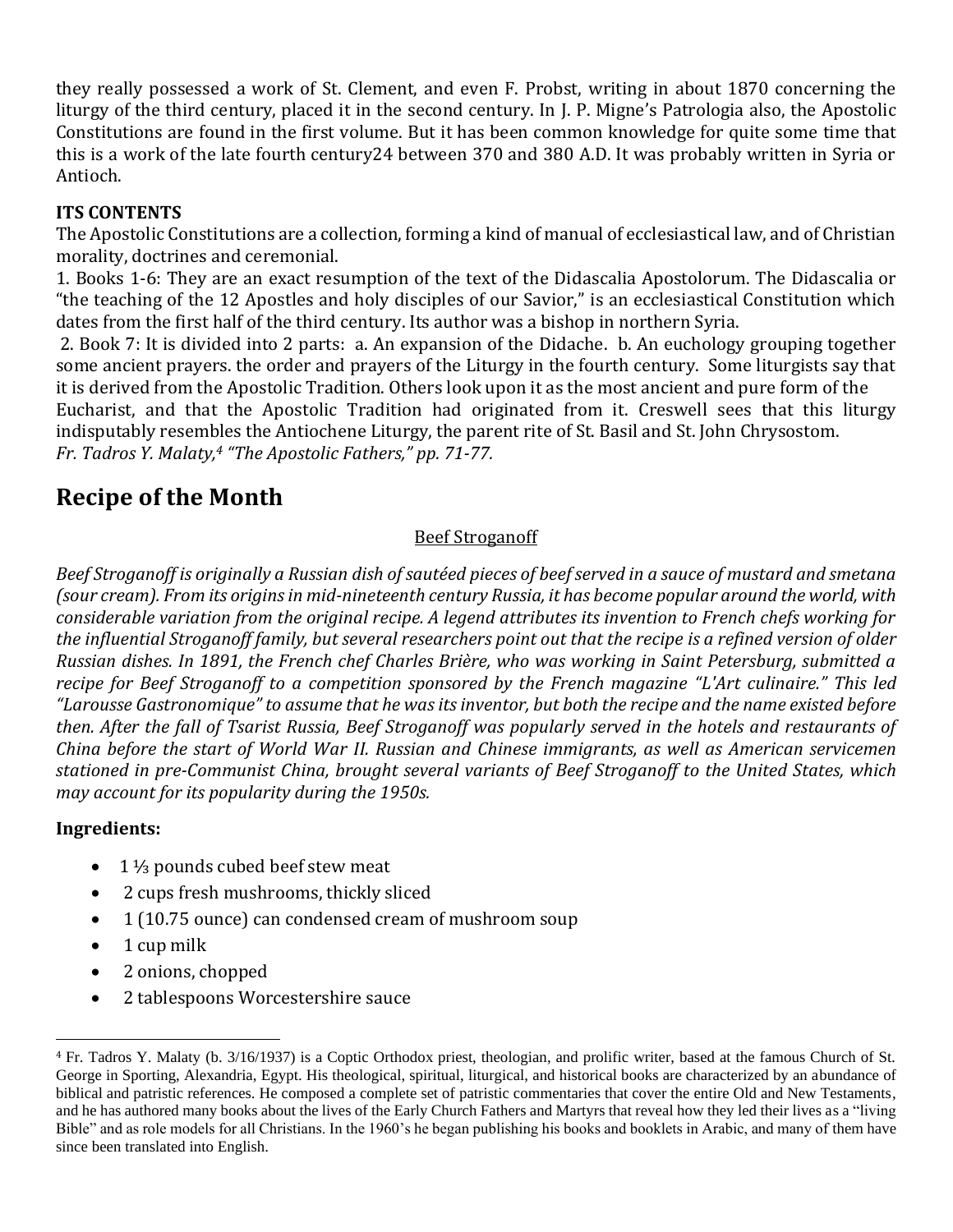they really possessed a work of St. Clement, and even F. Probst, writing in about 1870 concerning the liturgy of the third century, placed it in the second century. In J. P. Migne's Patrologia also, the Apostolic Constitutions are found in the first volume. But it has been common knowledge for quite some time that this is a work of the late fourth century24 between 370 and 380 A.D. It was probably written in Syria or Antioch.

**ITS CONTENTS**

The Apostolic Constitutions are a collection, forming a kind of manual of ecclesiastical law, and of Christian morality, doctrines and ceremonial.

1. Books 1-6: They are an exact resumption of the text of the Didascalia Apostolorum. The Didascalia or "the teaching of the 12 Apostles and holy disciples of our Savior," is an ecclesiastical Constitution which dates from the first half of the third century. Its author was a bishop in northern Syria.

2. Book 7: It is divided into 2 parts: a. An expansion of the Didache. b. An euchology grouping together some ancient prayers. the order and prayers of the Liturgy in the fourth century. Some liturgists say that it is derived from the Apostolic Tradition. Others look upon it as the most ancient and pure form of the Eucharist, and that the Apostolic Tradition had originated from it. Creswell sees that this liturgy indisputably resembles the Antiochene Liturgy, the parent rite of St. Basil and St. John Chrysostom.

*Fr. Tadros Y. Malaty,[4] "The Apostolic Fathers," pp. 71-77.*

## Recipe of the Month

Beef Stroganoff

*Beef Stroganoff is originally a Russian dish of sautéed pieces of beef served in a sauce of mustard and smetana (sour cream). From its origins in mid-nineteenth century Russia, it has become popular around the world, with considerable variation from the original recipe. A legend attributes its invention to French chefs working for the influential Stroganoff family, but several researchers point out that the recipe is a refined version of older Russian dishes. In 1891, the French chef Charles Brière, who was working in Saint Petersburg, submitted a recipe for Beef Stroganoff to a competition sponsored by the French magazine "L'Art culinaire." This led "Larousse Gastronomique" to assume that he was its inventor, but both the recipe and the name existed before then. After the fall of Tsarist Russia, Beef Stroganoff was popularly served in the hotels and restaurants of China before the start of World War II. Russian and Chinese immigrants, as well as American servicemen stationed in pre-Communist China, brought several variants of Beef Stroganoff to the United States, which may account for its popularity during the 1950s.*

**Ingredients:**

- 1 ⅓ pounds cubed beef stew meat
- 2 cups fresh mushrooms, thickly sliced
- 1 (10.75 ounce) can condensed cream of mushroom soup
- 1 cup milk
- 2 onions, chopped
- 2 tablespoons Worcestershire sauce

[4] Fr. Tadros Y. Malaty (b. 3/16/1937) is a Coptic Orthodox priest, theologian, and prolific writer, based at the famous Church of St. George in Sporting, Alexandria, Egypt. His theological, spiritual, liturgical, and historical books are characterized by an abundance of biblical and patristic references. He composed a complete set of patristic commentaries that cover the entire Old and New Testaments, and he has authored many books about the lives of the Early Church Fathers and Martyrs that reveal how they led their lives as a "living Bible" and as role models for all Christians. In the 1960's he began publishing his books and booklets in Arabic, and many of them have since been translated into English.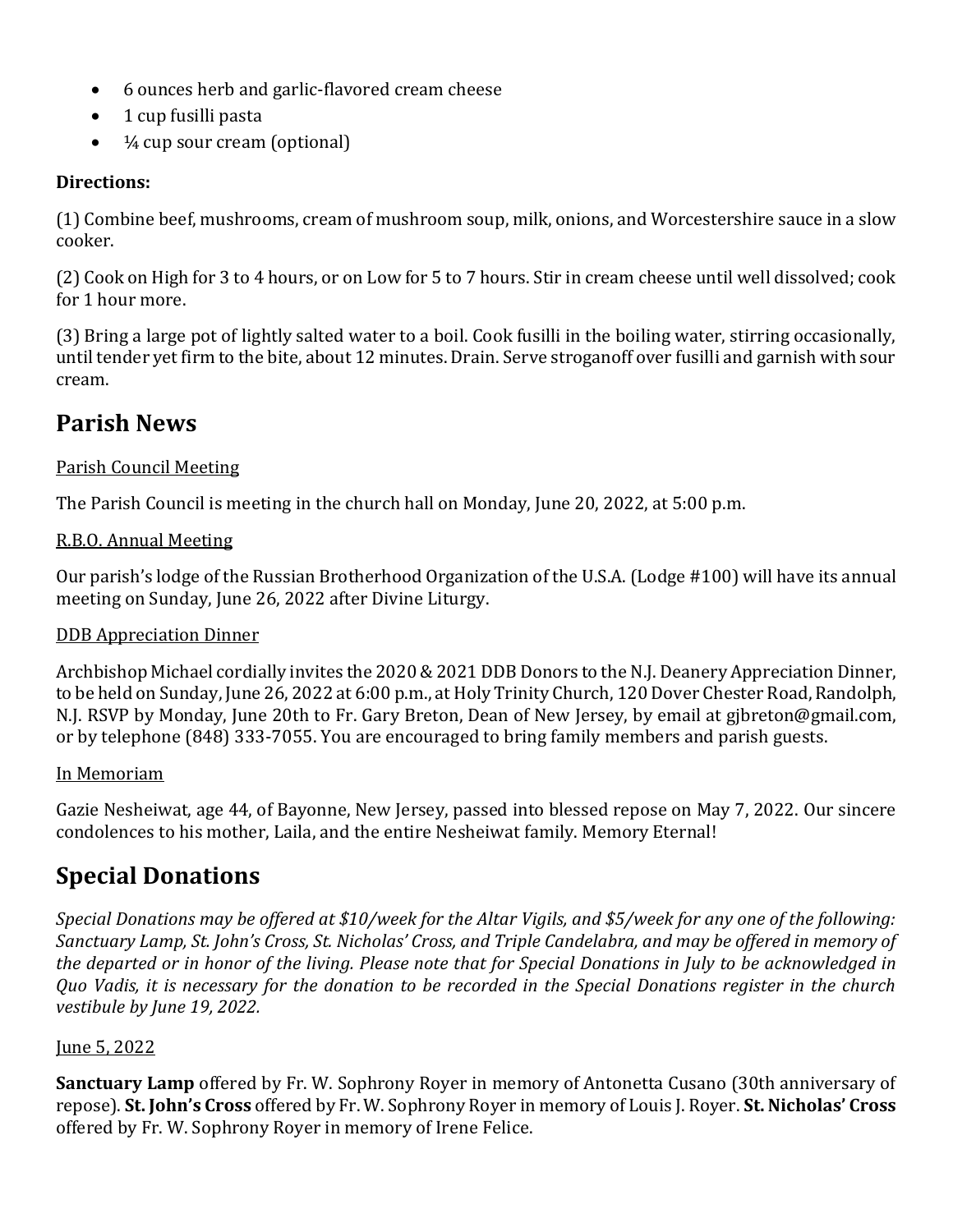- 6 ounces herb and garlic-flavored cream cheese
- 1 cup fusilli pasta
- ¼ cup sour cream (optional)

**Directions:**

(1) Combine beef, mushrooms, cream of mushroom soup, milk, onions, and Worcestershire sauce in a slow cooker.

(2) Cook on High for 3 to 4 hours, or on Low for 5 to 7 hours. Stir in cream cheese until well dissolved; cook for 1 hour more.

(3) Bring a large pot of lightly salted water to a boil. Cook fusilli in the boiling water, stirring occasionally, until tender yet firm to the bite, about 12 minutes. Drain. Serve stroganoff over fusilli and garnish with sour cream.

## Parish News

<u>Parish Council Meeting</u>

The Parish Council is meeting in the church hall on Monday, June 20, 2022, at 5:00 p.m.

<u>R.B.O. Annual Meeting</u>

Our parish's lodge of the Russian Brotherhood Organization of the U.S.A. (Lodge #100) will have its annual meeting on Sunday, June 26, 2022 after Divine Liturgy.

<u>DDB Appreciation Dinner</u>

Archbishop Michael cordially invites the 2020 & 2021 DDB Donors to the N.J. Deanery Appreciation Dinner, to be held on Sunday, June 26, 2022 at 6:00 p.m., at Holy Trinity Church, 120 Dover Chester Road, Randolph, N.J. RSVP by Monday, June 20th to Fr. Gary Breton, Dean of New Jersey, by email at gjbreton@gmail.com, or by telephone (848) 333-7055. You are encouraged to bring family members and parish guests.

<u>In Memoriam</u>

Gazie Nesheiwat, age 44, of Bayonne, New Jersey, passed into blessed repose on May 7, 2022. Our sincere condolences to his mother, Laila, and the entire Nesheiwat family. Memory Eternal!

## Special Donations

*Special Donations may be offered at $10/week for the Altar Vigils, and $5/week for any one of the following: Sanctuary Lamp, St. John's Cross, St. Nicholas' Cross, and Triple Candelabra, and may be offered in memory of the departed or in honor of the living. Please note that for Special Donations in July to be acknowledged in Quo Vadis, it is necessary for the donation to be recorded in the Special Donations register in the church vestibule by June 19, 2022.*

<u>June 5, 2022</u>

**Sanctuary Lamp** offered by Fr. W. Sophrony Royer in memory of Antonetta Cusano (30th anniversary of repose). **St. John's Cross** offered by Fr. W. Sophrony Royer in memory of Louis J. Royer. **St. Nicholas' Cross** offered by Fr. W. Sophrony Royer in memory of Irene Felice.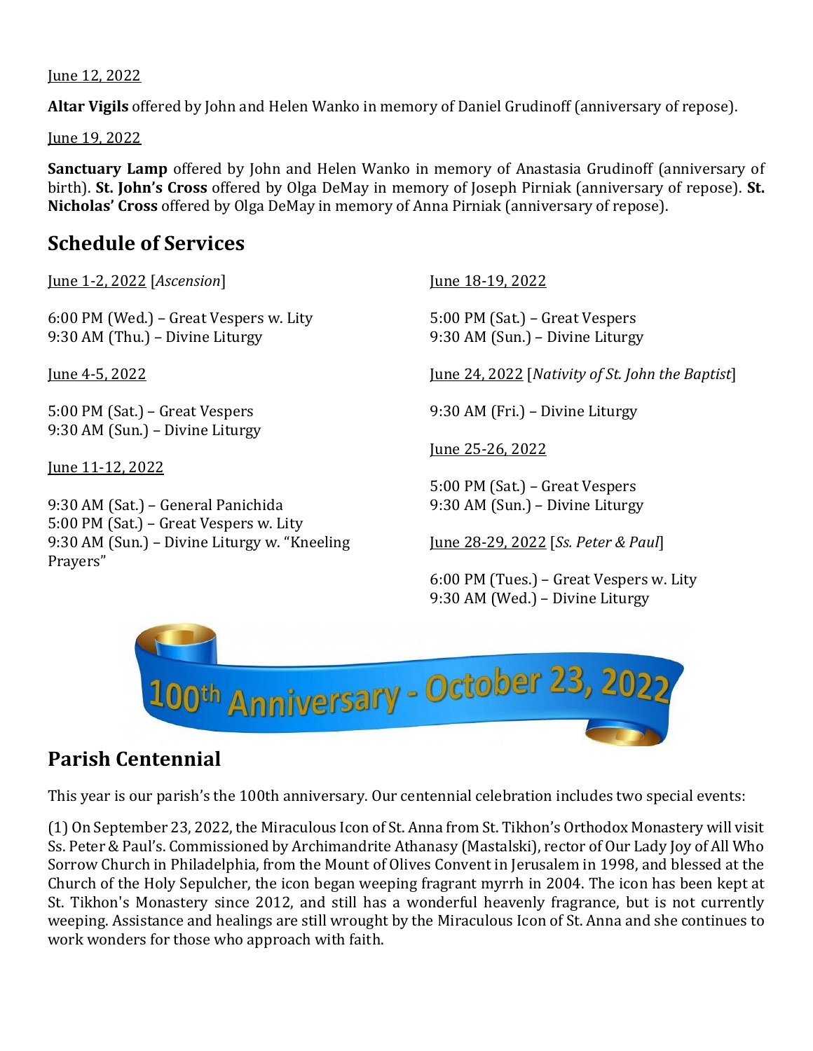June 12, 2022

**Altar Vigils** offered by John and Helen Wanko in memory of Daniel Grudinoff (anniversary of repose).

June 19, 2022

**Sanctuary Lamp** offered by John and Helen Wanko in memory of Anastasia Grudinoff (anniversary of birth). **St. John's Cross** offered by Olga DeMay in memory of Joseph Pirniak (anniversary of repose). **St. Nicholas' Cross** offered by Olga DeMay in memory of Anna Pirniak (anniversary of repose).

## Schedule of Services

June 1-2, 2022 [*Ascension*]

6:00 PM (Wed.) – Great Vespers w. Lity
9:30 AM (Thu.) – Divine Liturgy

June 4-5, 2022

5:00 PM (Sat.) – Great Vespers
9:30 AM (Sun.) – Divine Liturgy

June 11-12, 2022

9:30 AM (Sat.) – General Panichida
5:00 PM (Sat.) – Great Vespers w. Lity
9:30 AM (Sun.) – Divine Liturgy w. "Kneeling Prayers"

June 18-19, 2022

5:00 PM (Sat.) – Great Vespers
9:30 AM (Sun.) – Divine Liturgy

June 24, 2022 [*Nativity of St. John the Baptist*]

9:30 AM (Fri.) – Divine Liturgy

June 25-26, 2022

5:00 PM (Sat.) – Great Vespers
9:30 AM (Sun.) – Divine Liturgy

June 28-29, 2022 [*Ss. Peter & Paul*]

6:00 PM (Tues.) – Great Vespers w. Lity
9:30 AM (Wed.) – Divine Liturgy

100th Anniversary - October 23, 2022

## Parish Centennial

This year is our parish's the 100th anniversary. Our centennial celebration includes two special events:

(1) On September 23, 2022, the Miraculous Icon of St. Anna from St. Tikhon's Orthodox Monastery will visit Ss. Peter & Paul's. Commissioned by Archimandrite Athanasy (Mastalski), rector of Our Lady Joy of All Who Sorrow Church in Philadelphia, from the Mount of Olives Convent in Jerusalem in 1998, and blessed at the Church of the Holy Sepulcher, the icon began weeping fragrant myrrh in 2004. The icon has been kept at St. Tikhon's Monastery since 2012, and still has a wonderful heavenly fragrance, but is not currently weeping. Assistance and healings are still wrought by the Miraculous Icon of St. Anna and she continues to work wonders for those who approach with faith.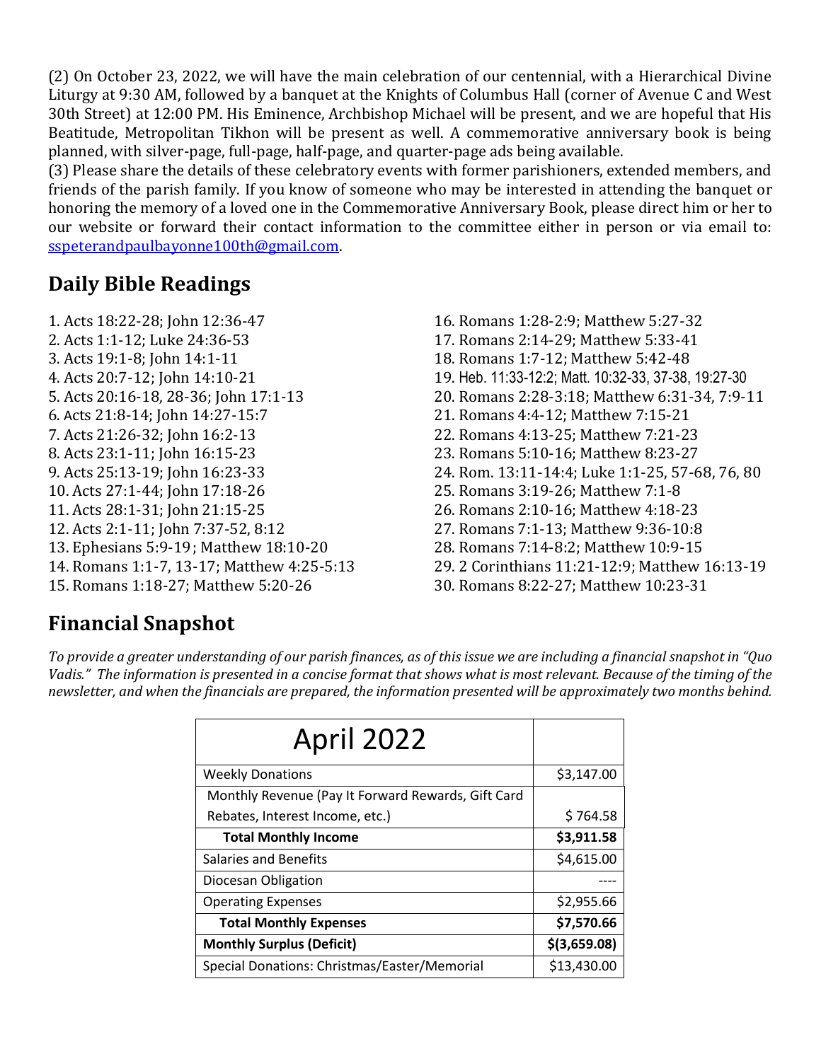(2) On October 23, 2022, we will have the main celebration of our centennial, with a Hierarchical Divine Liturgy at 9:30 AM, followed by a banquet at the Knights of Columbus Hall (corner of Avenue C and West 30th Street) at 12:00 PM. His Eminence, Archbishop Michael will be present, and we are hopeful that His Beatitude, Metropolitan Tikhon will be present as well. A commemorative anniversary book is being planned, with silver-page, full-page, half-page, and quarter-page ads being available.

(3) Please share the details of these celebratory events with former parishioners, extended members, and friends of the parish family. If you know of someone who may be interested in attending the banquet or honoring the memory of a loved one in the Commemorative Anniversary Book, please direct him or her to our website or forward their contact information to the committee either in person or via email to: sspeterandpaulbayonne100th@gmail.com.

## Daily Bible Readings

1. Acts 18:22-28; John 12:36-47
2. Acts 1:1-12; Luke 24:36-53
3. Acts 19:1-8; John 14:1-11
4. Acts 20:7-12; John 14:10-21
5. Acts 20:16-18, 28-36; John 17:1-13
6. Acts 21:8-14; John 14:27-15:7
7. Acts 21:26-32; John 16:2-13
8. Acts 23:1-11; John 16:15-23
9. Acts 25:13-19; John 16:23-33
10. Acts 27:1-44; John 17:18-26
11. Acts 28:1-31; John 21:15-25
12. Acts 2:1-11; John 7:37-52, 8:12
13. Ephesians 5:9-19; Matthew 18:10-20
14. Romans 1:1-7, 13-17; Matthew 4:25-5:13
15. Romans 1:18-27; Matthew 5:20-26
16. Romans 1:28-2:9; Matthew 5:27-32
17. Romans 2:14-29; Matthew 5:33-41
18. Romans 1:7-12; Matthew 5:42-48
19. Heb. 11:33-12:2; Matt. 10:32-33, 37-38, 19:27-30
20. Romans 2:28-3:18; Matthew 6:31-34, 7:9-11
21. Romans 4:4-12; Matthew 7:15-21
22. Romans 4:13-25; Matthew 7:21-23
23. Romans 5:10-16; Matthew 8:23-27
24. Rom. 13:11-14:4; Luke 1:1-25, 57-68, 76, 80
25. Romans 3:19-26; Matthew 7:1-8
26. Romans 2:10-16; Matthew 4:18-23
27. Romans 7:1-13; Matthew 9:36-10:8
28. Romans 7:14-8:2; Matthew 10:9-15
29. 2 Corinthians 11:21-12:9; Matthew 16:13-19
30. Romans 8:22-27; Matthew 10:23-31

## Financial Snapshot

*To provide a greater understanding of our parish finances, as of this issue we are including a financial snapshot in "Quo Vadis." The information is presented in a concise format that shows what is most relevant. Because of the timing of the newsletter, and when the financials are prepared, the information presented will be approximately two months behind.*

| April 2022 | |
|---|---|
| Weekly Donations | $3,147.00 |
| Monthly Revenue (Pay It Forward Rewards, Gift Card Rebates, Interest Income, etc.) | $ 764.58 |
| **Total Monthly Income** | **$3,911.58** |
| Salaries and Benefits | $4,615.00 |
| Diocesan Obligation | ---- |
| Operating Expenses | $2,955.66 |
| **Total Monthly Expenses** | **$7,570.66** |
| **Monthly Surplus (Deficit)** | **$(3,659.08)** |
| Special Donations: Christmas/Easter/Memorial | $13,430.00 |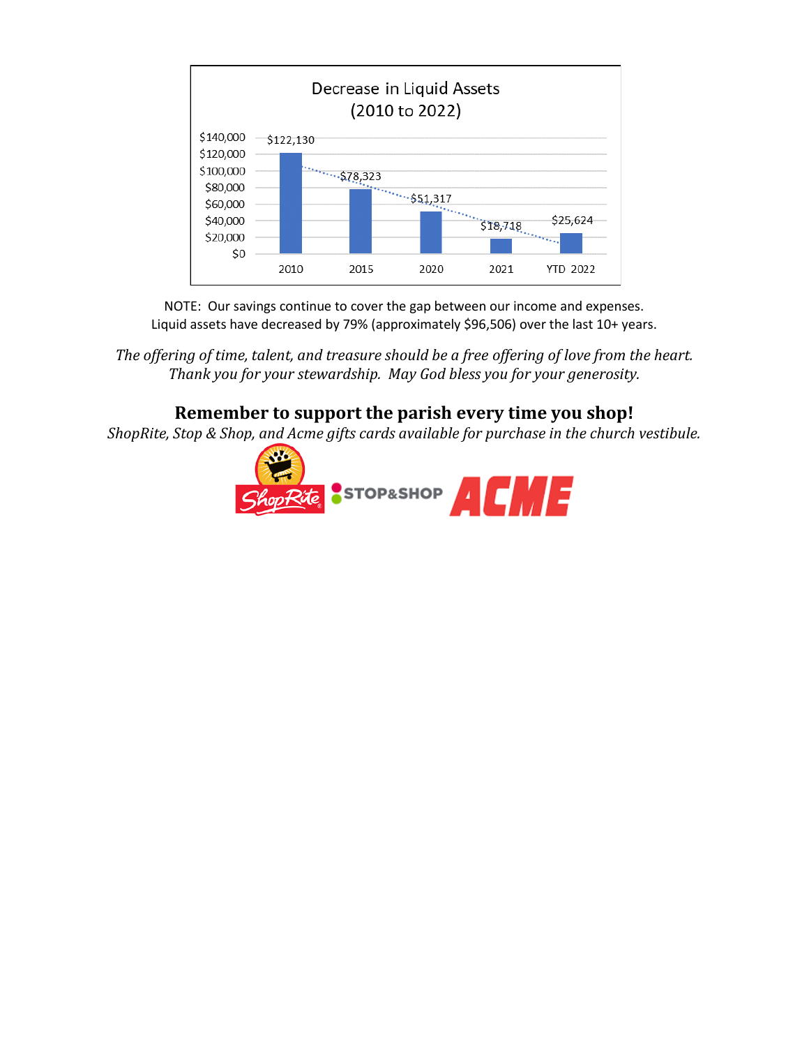Decrease in Liquid Assets
(2010 to 2022)

$140,000
$120,000
$100,000
$80,000
$60,000
$40,000
$20,000
$0

$122,130
$78,323
$51,317
$18,718
$25,624

2010
2015
2020
2021
YTD 2022

NOTE: Our savings continue to cover the gap between our income and expenses.
Liquid assets have decreased by 79% (approximately $96,506) over the last 10+ years.

*The offering of time, talent, and treasure should be a free offering of love from the heart.*
*Thank you for your stewardship. May God bless you for your generosity.*

**Remember to support the parish every time you shop!**

*ShopRite, Stop & Shop, and Acme gifts cards available for purchase in the church vestibule.*

ShopRite STOP&SHOP ACME